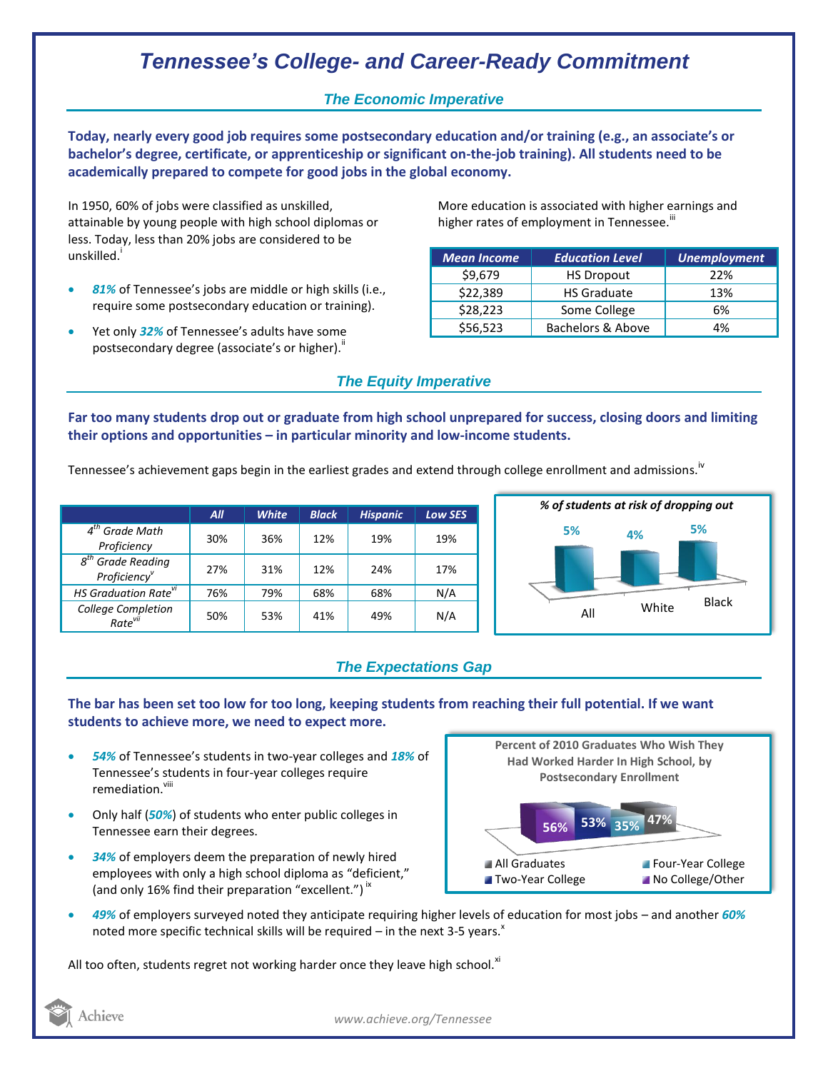# Tennessee's College- and Career-Ready Commitment

## The Economic Imperative

**Today, nearly every good job requires some postsecondary education and/or training (e.g., an associate's or bachelor's degree, certificate, or apprenticeship or significant on-the-job training). All students need to be academically prepared to compete for good jobs in the global economy.**

In 1950, 60% of jobs were classified as unskilled, attainable by young people with high school diplomas or less. Today, less than 20% jobs are considered to be unskilled.[i]

- ***81%*** of Tennessee's jobs are middle or high skills (i.e., require some postsecondary education or training).
- Yet only ***32%*** of Tennessee's adults have some postsecondary degree (associate's or higher).[ii]

More education is associated with higher earnings and higher rates of employment in Tennessee.[iii]

| Mean Income | Education Level | Unemployment |
|---|---|---|
| $9,679 | HS Dropout | 22% |
| $22,389 | HS Graduate | 13% |
| $28,223 | Some College | 6% |
| $56,523 | Bachelors & Above | 4% |

## The Equity Imperative

**Far too many students drop out or graduate from high school unprepared for success, closing doors and limiting their options and opportunities – in particular minority and low-income students.**

Tennessee's achievement gaps begin in the earliest grades and extend through college enrollment and admissions.[iv]

| | All | White | Black | Hispanic | Low SES |
|---|---|---|---|---|---|
| 4th Grade Math Proficiency | 30% | 36% | 12% | 19% | 19% |
| 8th Grade Reading Proficiency[v] | 27% | 31% | 12% | 24% | 17% |
| HS Graduation Rate[vi] | 76% | 79% | 68% | 68% | N/A |
| College Completion Rate[vii] | 50% | 53% | 41% | 49% | N/A |

*% of students at risk of dropping out*

| All | White | Black |
|---|---|---|
| 5% | 4% | 5% |

## The Expectations Gap

**The bar has been set too low for too long, keeping students from reaching their full potential. If we want students to achieve more, we need to expect more.**

- ***54%*** of Tennessee's students in two-year colleges and ***18%*** of Tennessee's students in four-year colleges require remediation.[viii]
- Only half (***50%***) of students who enter public colleges in Tennessee earn their degrees.
- ***34%*** of employers deem the preparation of newly hired employees with only a high school diploma as "deficient," (and only 16% find their preparation "excellent.")[ix]
- ***49%*** of employers surveyed noted they anticipate requiring higher levels of education for most jobs – and another ***60%*** noted more specific technical skills will be required – in the next 3-5 years.[x]

**Percent of 2010 Graduates Who Wish They Had Worked Harder In High School, by Postsecondary Enrollment**

| All Graduates | Two-Year College | Four-Year College | No College/Other |
|---|---|---|---|
| 47% | 53% | 35% | 56% |

All too often, students regret not working harder once they leave high school.[xi]

www.achieve.org/Tennessee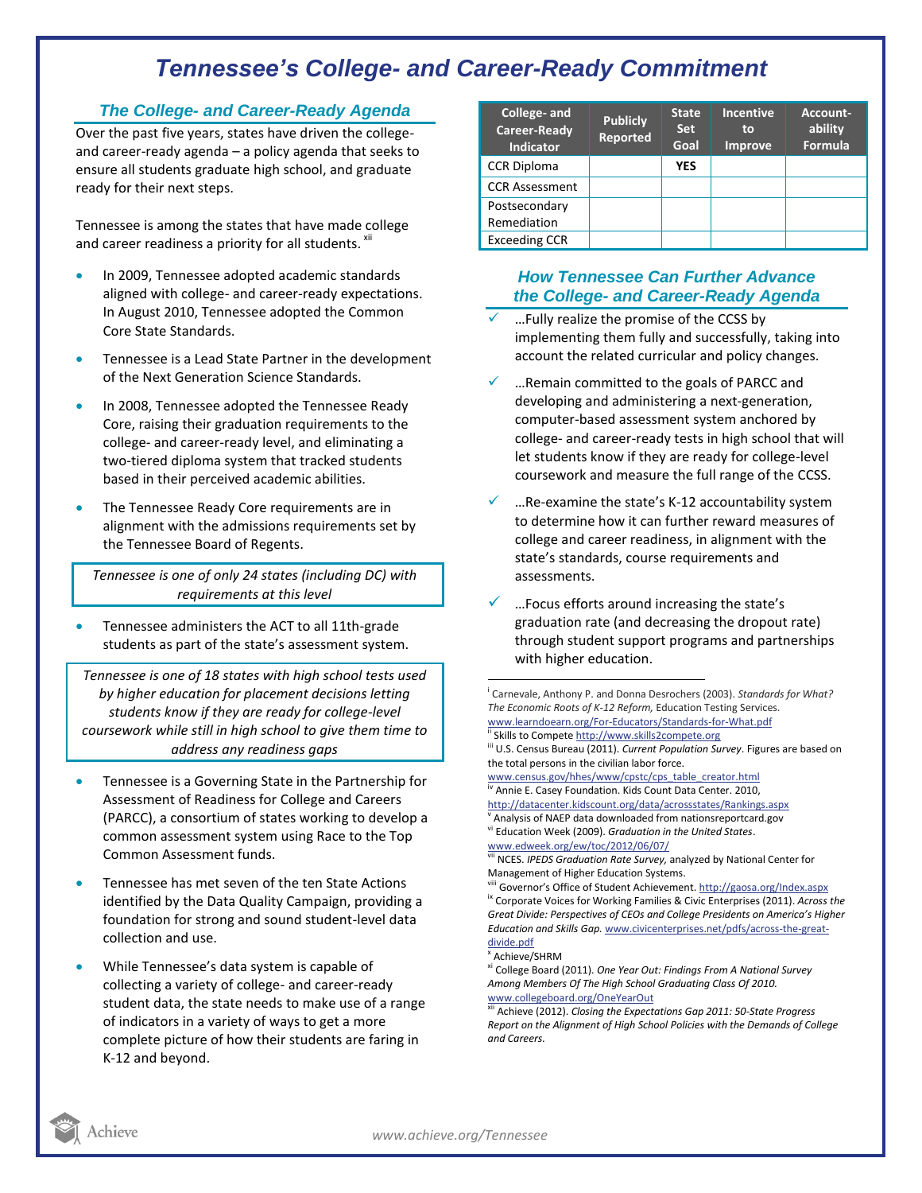# Tennessee's College- and Career-Ready Commitment

## The College- and Career-Ready Agenda

Over the past five years, states have driven the college- and career-ready agenda – a policy agenda that seeks to ensure all students graduate high school, and graduate ready for their next steps.

Tennessee is among the states that have made college and career readiness a priority for all students. [xii]

- In 2009, Tennessee adopted academic standards aligned with college- and career-ready expectations. In August 2010, Tennessee adopted the Common Core State Standards.
- Tennessee is a Lead State Partner in the development of the Next Generation Science Standards.
- In 2008, Tennessee adopted the Tennessee Ready Core, raising their graduation requirements to the college- and career-ready level, and eliminating a two-tiered diploma system that tracked students based in their perceived academic abilities.
- The Tennessee Ready Core requirements are in alignment with the admissions requirements set by the Tennessee Board of Regents.

*Tennessee is one of only 24 states (including DC) with requirements at this level*

- Tennessee administers the ACT to all 11th-grade students as part of the state's assessment system.

*Tennessee is one of 18 states with high school tests used by higher education for placement decisions letting students know if they are ready for college-level coursework while still in high school to give them time to address any readiness gaps*

- Tennessee is a Governing State in the Partnership for Assessment of Readiness for College and Careers (PARCC), a consortium of states working to develop a common assessment system using Race to the Top Common Assessment funds.
- Tennessee has met seven of the ten State Actions identified by the Data Quality Campaign, providing a foundation for strong and sound student-level data collection and use.
- While Tennessee's data system is capable of collecting a variety of college- and career-ready student data, the state needs to make use of a range of indicators in a variety of ways to get a more complete picture of how their students are faring in K-12 and beyond.

| College- and Career-Ready Indicator | Publicly Reported | State Set Goal | Incentive to Improve | Accountability Formula |
|---|---|---|---|---|
| CCR Diploma | | **YES** | | |
| CCR Assessment | | | | |
| Postsecondary Remediation | | | | |
| Exceeding CCR | | | | |

## How Tennessee Can Further Advance the College- and Career-Ready Agenda

- ✓ …Fully realize the promise of the CCSS by implementing them fully and successfully, taking into account the related curricular and policy changes.
- ✓ …Remain committed to the goals of PARCC and developing and administering a next-generation, computer-based assessment system anchored by college- and career-ready tests in high school that will let students know if they are ready for college-level coursework and measure the full range of the CCSS.
- ✓ …Re-examine the state's K-12 accountability system to determine how it can further reward measures of college and career readiness, in alignment with the state's standards, course requirements and assessments.
- ✓ …Focus efforts around increasing the state's graduation rate (and decreasing the dropout rate) through student support programs and partnerships with higher education.

---

[i] Carnevale, Anthony P. and Donna Desrochers (2003). *Standards for What? The Economic Roots of K-12 Reform,* Education Testing Services. www.learndoearn.org/For-Educators/Standards-for-What.pdf
[ii] Skills to Compete http://www.skills2compete.org
[iii] U.S. Census Bureau (2011). *Current Population Survey*. Figures are based on the total persons in the civilian labor force. www.census.gov/hhes/www/cpstc/cps_table_creator.html
[iv] Annie E. Casey Foundation. Kids Count Data Center. 2010, http://datacenter.kidscount.org/data/acrossstates/Rankings.aspx
[v] Analysis of NAEP data downloaded from nationsreportcard.gov
[vi] Education Week (2009). *Graduation in the United States*. www.edweek.org/ew/toc/2012/06/07/
[vii] NCES. *IPEDS Graduation Rate Survey,* analyzed by National Center for Management of Higher Education Systems.
[viii] Governor's Office of Student Achievement. http://gaosa.org/Index.aspx
[ix] Corporate Voices for Working Families & Civic Enterprises (2011). *Across the Great Divide: Perspectives of CEOs and College Presidents on America's Higher Education and Skills Gap.* www.civicenterprises.net/pdfs/across-the-great-divide.pdf
[x] Achieve/SHRM
[xi] College Board (2011). *One Year Out: Findings From A National Survey Among Members Of The High School Graduating Class Of 2010.* www.collegeboard.org/OneYearOut
[xii] Achieve (2012). *Closing the Expectations Gap 2011: 50-State Progress Report on the Alignment of High School Policies with the Demands of College and Careers.*

www.achieve.org/Tennessee